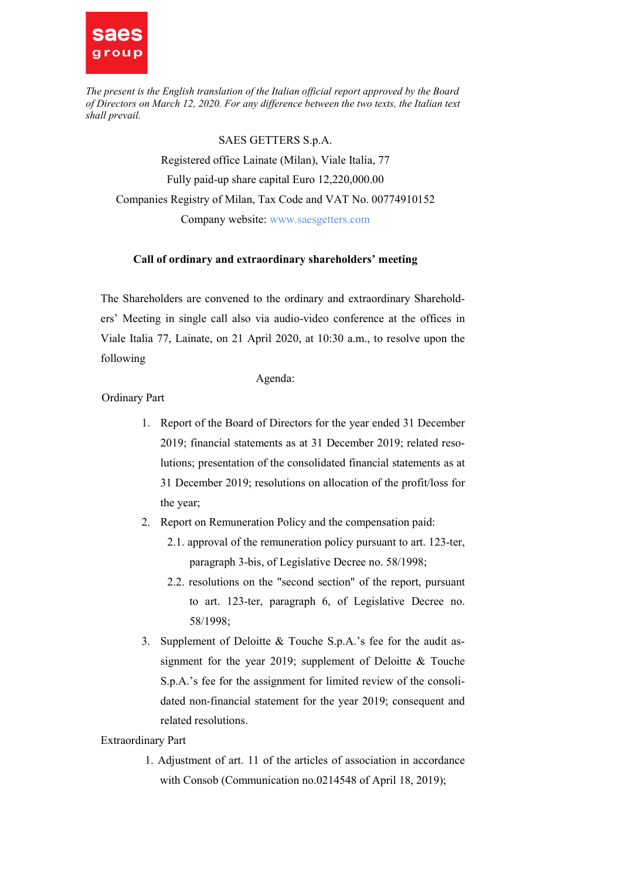saes group

*The present is the English translation of the Italian official report approved by the Board of Directors on March 12, 2020. For any difference between the two texts, the Italian text shall prevail.*

SAES GETTERS S.p.A.

Registered office Lainate (Milan), Viale Italia, 77

Fully paid-up share capital Euro 12,220,000.00

Companies Registry of Milan, Tax Code and VAT No. 00774910152

Company website: www.saesgetters.com

**Call of ordinary and extraordinary shareholders' meeting**

The Shareholders are convened to the ordinary and extraordinary Shareholders' Meeting in single call also via audio-video conference at the offices in Viale Italia 77, Lainate, on 21 April 2020, at 10:30 a.m., to resolve upon the following

Agenda:

Ordinary Part

1. Report of the Board of Directors for the year ended 31 December 2019; financial statements as at 31 December 2019; related resolutions; presentation of the consolidated financial statements as at 31 December 2019; resolutions on allocation of the profit/loss for the year;
2. Report on Remuneration Policy and the compensation paid:
   - 2.1. approval of the remuneration policy pursuant to art. 123-ter, paragraph 3-bis, of Legislative Decree no. 58/1998;
   - 2.2. resolutions on the "second section" of the report, pursuant to art. 123-ter, paragraph 6, of Legislative Decree no. 58/1998;
3. Supplement of Deloitte & Touche S.p.A.'s fee for the audit assignment for the year 2019; supplement of Deloitte & Touche S.p.A.'s fee for the assignment for limited review of the consolidated non-financial statement for the year 2019; consequent and related resolutions.

Extraordinary Part

1. Adjustment of art. 11 of the articles of association in accordance with Consob (Communication no.0214548 of April 18, 2019);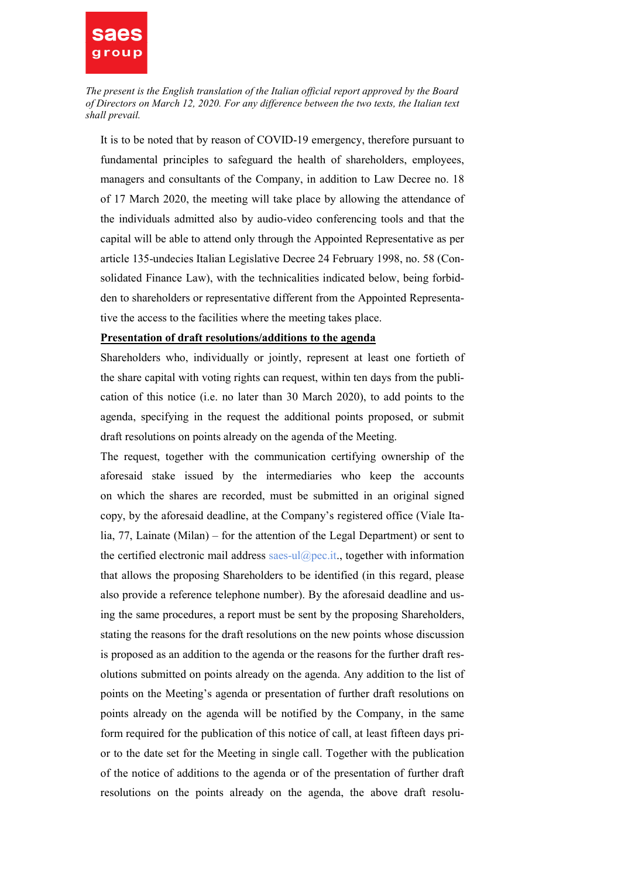*The present is the English translation of the Italian official report approved by the Board of Directors on March 12, 2020. For any difference between the two texts, the Italian text shall prevail.*

It is to be noted that by reason of COVID-19 emergency, therefore pursuant to fundamental principles to safeguard the health of shareholders, employees, managers and consultants of the Company, in addition to Law Decree no. 18 of 17 March 2020, the meeting will take place by allowing the attendance of the individuals admitted also by audio-video conferencing tools and that the capital will be able to attend only through the Appointed Representative as per article 135-undecies Italian Legislative Decree 24 February 1998, no. 58 (Consolidated Finance Law), with the technicalities indicated below, being forbidden to shareholders or representative different from the Appointed Representative the access to the facilities where the meeting takes place.

**Presentation of draft resolutions/additions to the agenda**

Shareholders who, individually or jointly, represent at least one fortieth of the share capital with voting rights can request, within ten days from the publication of this notice (i.e. no later than 30 March 2020), to add points to the agenda, specifying in the request the additional points proposed, or submit draft resolutions on points already on the agenda of the Meeting.

The request, together with the communication certifying ownership of the aforesaid stake issued by the intermediaries who keep the accounts on which the shares are recorded, must be submitted in an original signed copy, by the aforesaid deadline, at the Company's registered office (Viale Italia, 77, Lainate (Milan) – for the attention of the Legal Department) or sent to the certified electronic mail address saes-ul@pec.it., together with information that allows the proposing Shareholders to be identified (in this regard, please also provide a reference telephone number). By the aforesaid deadline and using the same procedures, a report must be sent by the proposing Shareholders, stating the reasons for the draft resolutions on the new points whose discussion is proposed as an addition to the agenda or the reasons for the further draft resolutions submitted on points already on the agenda. Any addition to the list of points on the Meeting's agenda or presentation of further draft resolutions on points already on the agenda will be notified by the Company, in the same form required for the publication of this notice of call, at least fifteen days prior to the date set for the Meeting in single call. Together with the publication of the notice of additions to the agenda or of the presentation of further draft resolutions on the points already on the agenda, the above draft resolu-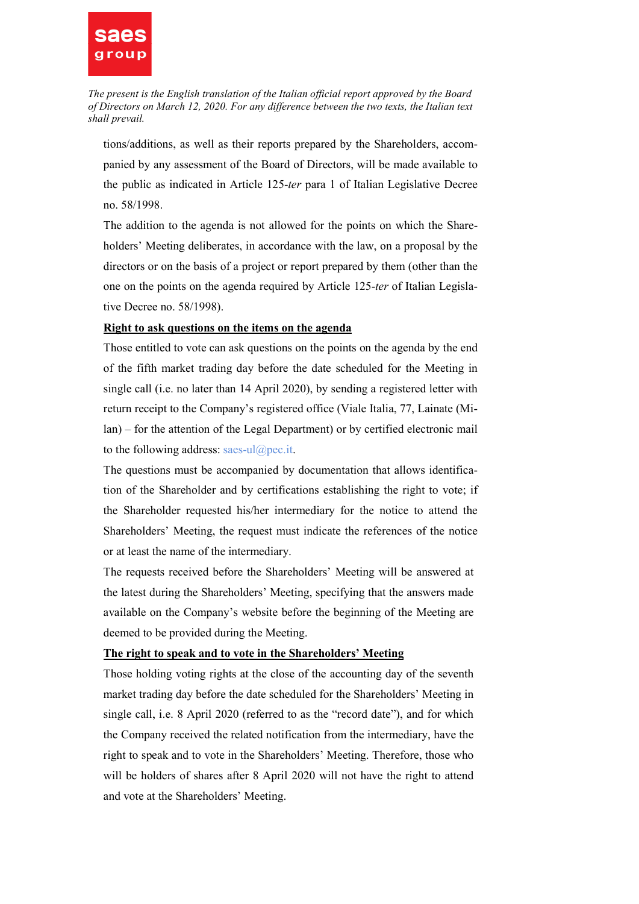tions/additions, as well as their reports prepared by the Shareholders, accompanied by any assessment of the Board of Directors, will be made available to the public as indicated in Article 125-*ter* para 1 of Italian Legislative Decree no. 58/1998.

The addition to the agenda is not allowed for the points on which the Shareholders' Meeting deliberates, in accordance with the law, on a proposal by the directors or on the basis of a project or report prepared by them (other than the one on the points on the agenda required by Article 125-*ter* of Italian Legislative Decree no. 58/1998).

**Right to ask questions on the items on the agenda**

Those entitled to vote can ask questions on the points on the agenda by the end of the fifth market trading day before the date scheduled for the Meeting in single call (i.e. no later than 14 April 2020), by sending a registered letter with return receipt to the Company's registered office (Viale Italia, 77, Lainate (Milan) – for the attention of the Legal Department) or by certified electronic mail to the following address: saes-ul@pec.it.

The questions must be accompanied by documentation that allows identification of the Shareholder and by certifications establishing the right to vote; if the Shareholder requested his/her intermediary for the notice to attend the Shareholders' Meeting, the request must indicate the references of the notice or at least the name of the intermediary.

The requests received before the Shareholders' Meeting will be answered at the latest during the Shareholders' Meeting, specifying that the answers made available on the Company's website before the beginning of the Meeting are deemed to be provided during the Meeting.

**The right to speak and to vote in the Shareholders' Meeting**

Those holding voting rights at the close of the accounting day of the seventh market trading day before the date scheduled for the Shareholders' Meeting in single call, i.e. 8 April 2020 (referred to as the "record date"), and for which the Company received the related notification from the intermediary, have the right to speak and to vote in the Shareholders' Meeting. Therefore, those who will be holders of shares after 8 April 2020 will not have the right to attend and vote at the Shareholders' Meeting.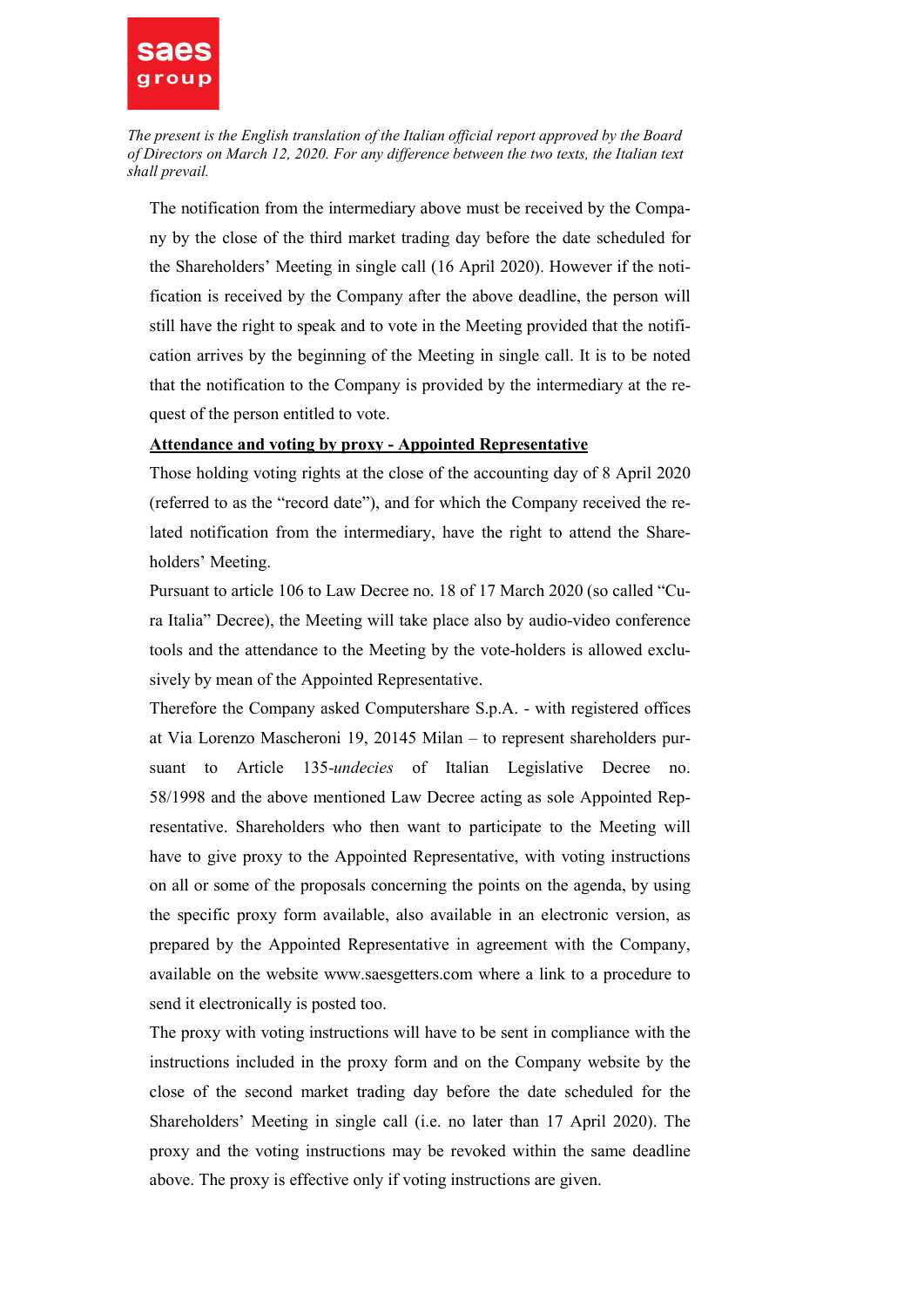*The present is the English translation of the Italian official report approved by the Board of Directors on March 12, 2020. For any difference between the two texts, the Italian text shall prevail.*

The notification from the intermediary above must be received by the Company by the close of the third market trading day before the date scheduled for the Shareholders' Meeting in single call (16 April 2020). However if the notification is received by the Company after the above deadline, the person will still have the right to speak and to vote in the Meeting provided that the notification arrives by the beginning of the Meeting in single call. It is to be noted that the notification to the Company is provided by the intermediary at the request of the person entitled to vote.

**Attendance and voting by proxy - Appointed Representative**

Those holding voting rights at the close of the accounting day of 8 April 2020 (referred to as the "record date"), and for which the Company received the related notification from the intermediary, have the right to attend the Shareholders' Meeting.

Pursuant to article 106 to Law Decree no. 18 of 17 March 2020 (so called "Cura Italia" Decree), the Meeting will take place also by audio-video conference tools and the attendance to the Meeting by the vote-holders is allowed exclusively by mean of the Appointed Representative.

Therefore the Company asked Computershare S.p.A. - with registered offices at Via Lorenzo Mascheroni 19, 20145 Milan – to represent shareholders pursuant to Article 135-*undecies* of Italian Legislative Decree no. 58/1998 and the above mentioned Law Decree acting as sole Appointed Representative. Shareholders who then want to participate to the Meeting will have to give proxy to the Appointed Representative, with voting instructions on all or some of the proposals concerning the points on the agenda, by using the specific proxy form available, also available in an electronic version, as prepared by the Appointed Representative in agreement with the Company, available on the website www.saesgetters.com where a link to a procedure to send it electronically is posted too.

The proxy with voting instructions will have to be sent in compliance with the instructions included in the proxy form and on the Company website by the close of the second market trading day before the date scheduled for the Shareholders' Meeting in single call (i.e. no later than 17 April 2020). The proxy and the voting instructions may be revoked within the same deadline above. The proxy is effective only if voting instructions are given.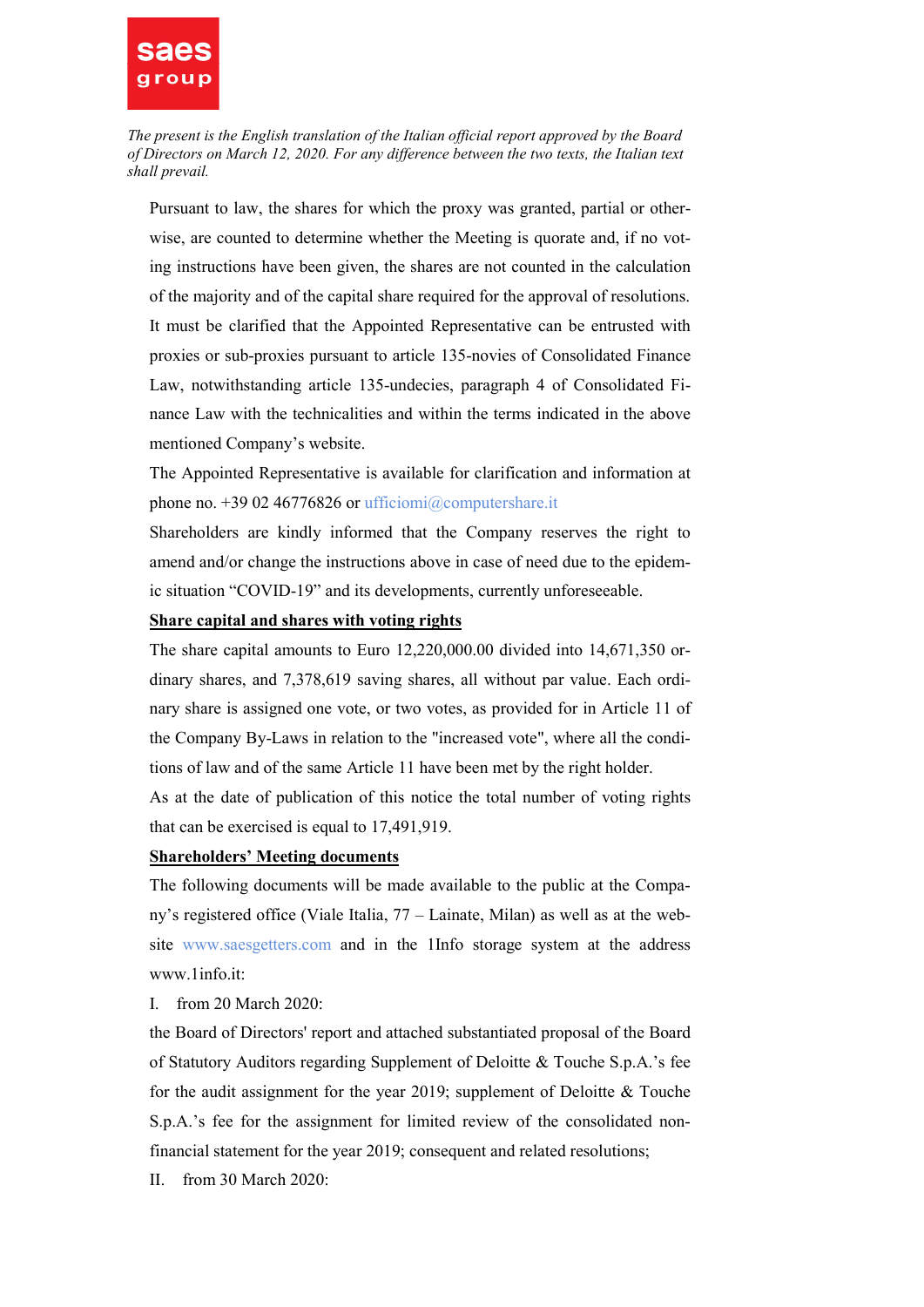*The present is the English translation of the Italian official report approved by the Board of Directors on March 12, 2020. For any difference between the two texts, the Italian text shall prevail.*

Pursuant to law, the shares for which the proxy was granted, partial or otherwise, are counted to determine whether the Meeting is quorate and, if no voting instructions have been given, the shares are not counted in the calculation of the majority and of the capital share required for the approval of resolutions. It must be clarified that the Appointed Representative can be entrusted with proxies or sub-proxies pursuant to article 135-novies of Consolidated Finance Law, notwithstanding article 135-undecies, paragraph 4 of Consolidated Finance Law with the technicalities and within the terms indicated in the above mentioned Company's website.

The Appointed Representative is available for clarification and information at phone no. +39 02 46776826 or ufficiomi@computershare.it

Shareholders are kindly informed that the Company reserves the right to amend and/or change the instructions above in case of need due to the epidemic situation "COVID-19" and its developments, currently unforeseeable.

**Share capital and shares with voting rights**

The share capital amounts to Euro 12,220,000.00 divided into 14,671,350 ordinary shares, and 7,378,619 saving shares, all without par value. Each ordinary share is assigned one vote, or two votes, as provided for in Article 11 of the Company By-Laws in relation to the "increased vote", where all the conditions of law and of the same Article 11 have been met by the right holder.

As at the date of publication of this notice the total number of voting rights that can be exercised is equal to 17,491,919.

**Shareholders' Meeting documents**

The following documents will be made available to the public at the Company's registered office (Viale Italia, 77 – Lainate, Milan) as well as at the website www.saesgetters.com and in the 1Info storage system at the address www.1info.it:

I. from 20 March 2020:

the Board of Directors' report and attached substantiated proposal of the Board of Statutory Auditors regarding Supplement of Deloitte & Touche S.p.A.'s fee for the audit assignment for the year 2019; supplement of Deloitte & Touche S.p.A.'s fee for the assignment for limited review of the consolidated non-financial statement for the year 2019; consequent and related resolutions;

II. from 30 March 2020: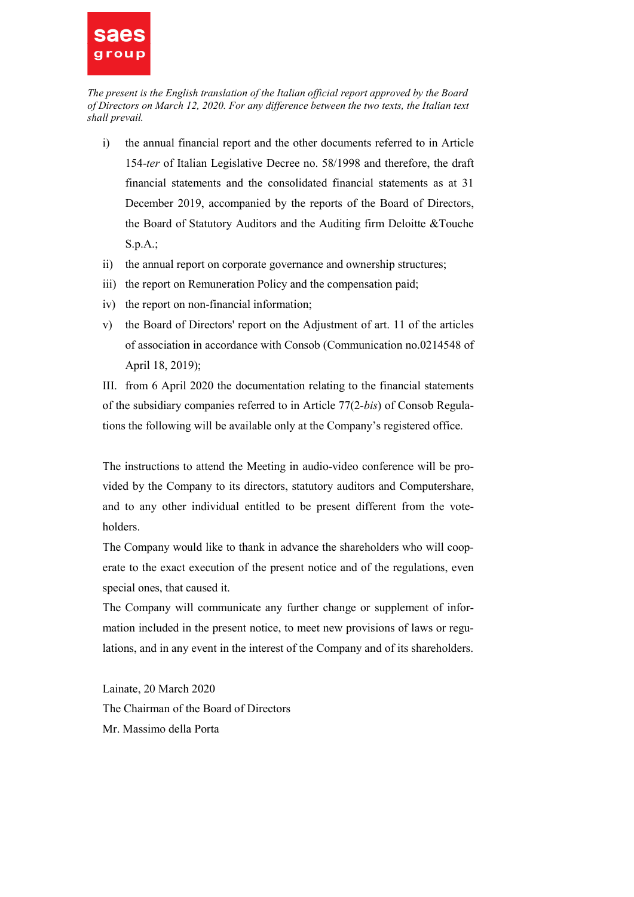*The present is the English translation of the Italian official report approved by the Board of Directors on March 12, 2020. For any difference between the two texts, the Italian text shall prevail.*

i) the annual financial report and the other documents referred to in Article 154-*ter* of Italian Legislative Decree no. 58/1998 and therefore, the draft financial statements and the consolidated financial statements as at 31 December 2019, accompanied by the reports of the Board of Directors, the Board of Statutory Auditors and the Auditing firm Deloitte &Touche S.p.A.;

ii) the annual report on corporate governance and ownership structures;

iii) the report on Remuneration Policy and the compensation paid;

iv) the report on non-financial information;

v) the Board of Directors' report on the Adjustment of art. 11 of the articles of association in accordance with Consob (Communication no.0214548 of April 18, 2019);

III. from 6 April 2020 the documentation relating to the financial statements of the subsidiary companies referred to in Article 77(2-*bis*) of Consob Regulations the following will be available only at the Company's registered office.

The instructions to attend the Meeting in audio-video conference will be provided by the Company to its directors, statutory auditors and Computershare, and to any other individual entitled to be present different from the vote-holders.

The Company would like to thank in advance the shareholders who will cooperate to the exact execution of the present notice and of the regulations, even special ones, that caused it.

The Company will communicate any further change or supplement of information included in the present notice, to meet new provisions of laws or regulations, and in any event in the interest of the Company and of its shareholders.

Lainate, 20 March 2020

The Chairman of the Board of Directors

Mr. Massimo della Porta